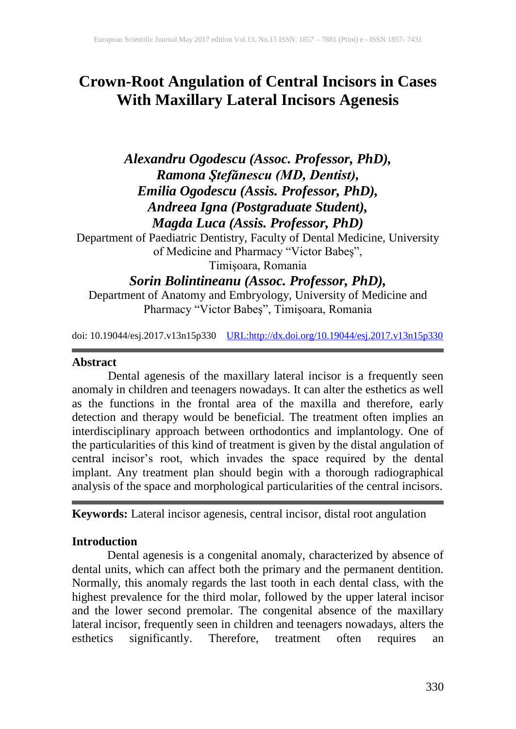# Crown-Root Angulation of Central Incisors in Cases With Maxillary Lateral Incisors Agenesis

***Alexandru Ogodescu (Assoc. Professor, PhD),***
***Ramona Ştefănescu (MD, Dentist),***
***Emilia Ogodescu (Assis. Professor, PhD),***
***Andreea Igna (Postgraduate Student),***
***Magda Luca (Assis. Professor, PhD)***

Department of Paediatric Dentistry, Faculty of Dental Medicine, University of Medicine and Pharmacy "Victor Babeş", Timişoara, Romania

***Sorin Bolintineanu (Assoc. Professor, PhD),***

Department of Anatomy and Embryology, University of Medicine and Pharmacy "Victor Babeş", Timişoara, Romania

doi: 10.19044/esj.2017.v13n15p330 URL:http://dx.doi.org/10.19044/esj.2017.v13n15p330

## Abstract

Dental agenesis of the maxillary lateral incisor is a frequently seen anomaly in children and teenagers nowadays. It can alter the esthetics as well as the functions in the frontal area of the maxilla and therefore, early detection and therapy would be beneficial. The treatment often implies an interdisciplinary approach between orthodontics and implantology. One of the particularities of this kind of treatment is given by the distal angulation of central incisor's root, which invades the space required by the dental implant. Any treatment plan should begin with a thorough radiographical analysis of the space and morphological particularities of the central incisors.

**Keywords:** Lateral incisor agenesis, central incisor, distal root angulation

## Introduction

Dental agenesis is a congenital anomaly, characterized by absence of dental units, which can affect both the primary and the permanent dentition. Normally, this anomaly regards the last tooth in each dental class, with the highest prevalence for the third molar, followed by the upper lateral incisor and the lower second premolar. The congenital absence of the maxillary lateral incisor, frequently seen in children and teenagers nowadays, alters the esthetics significantly. Therefore, treatment often requires an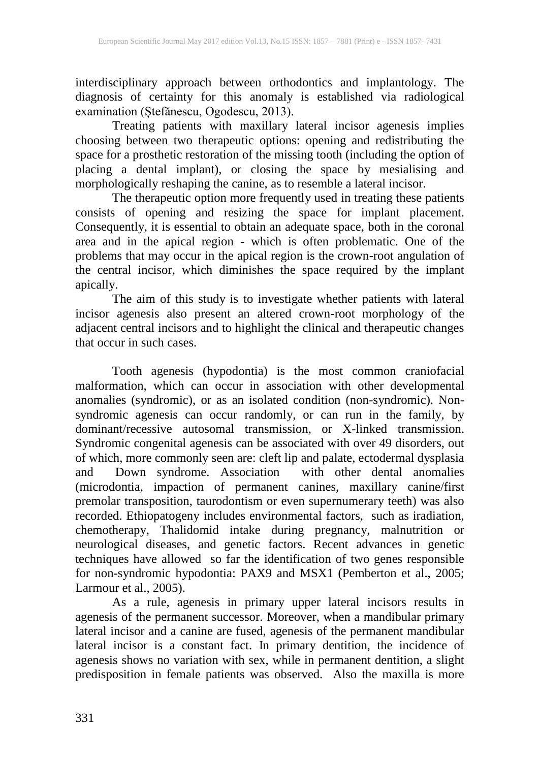interdisciplinary approach between orthodontics and implantology. The diagnosis of certainty for this anomaly is established via radiological examination (Ștefănescu, Ogodescu, 2013).

Treating patients with maxillary lateral incisor agenesis implies choosing between two therapeutic options: opening and redistributing the space for a prosthetic restoration of the missing tooth (including the option of placing a dental implant), or closing the space by mesialising and morphologically reshaping the canine, as to resemble a lateral incisor.

The therapeutic option more frequently used in treating these patients consists of opening and resizing the space for implant placement. Consequently, it is essential to obtain an adequate space, both in the coronal area and in the apical region - which is often problematic. One of the problems that may occur in the apical region is the crown-root angulation of the central incisor, which diminishes the space required by the implant apically.

The aim of this study is to investigate whether patients with lateral incisor agenesis also present an altered crown-root morphology of the adjacent central incisors and to highlight the clinical and therapeutic changes that occur in such cases.

Tooth agenesis (hypodontia) is the most common craniofacial malformation, which can occur in association with other developmental anomalies (syndromic), or as an isolated condition (non-syndromic). Non-syndromic agenesis can occur randomly, or can run in the family, by dominant/recessive autosomal transmission, or X-linked transmission. Syndromic congenital agenesis can be associated with over 49 disorders, out of which, more commonly seen are: cleft lip and palate, ectodermal dysplasia and Down syndrome. Association with other dental anomalies (microdontia, impaction of permanent canines, maxillary canine/first premolar transposition, taurodontism or even supernumerary teeth) was also recorded. Ethiopatogeny includes environmental factors, such as iradiation, chemotherapy, Thalidomid intake during pregnancy, malnutrition or neurological diseases, and genetic factors. Recent advances in genetic techniques have allowed so far the identification of two genes responsible for non-syndromic hypodontia: PAX9 and MSX1 (Pemberton et al., 2005; Larmour et al., 2005).

As a rule, agenesis in primary upper lateral incisors results in agenesis of the permanent successor. Moreover, when a mandibular primary lateral incisor and a canine are fused, agenesis of the permanent mandibular lateral incisor is a constant fact. In primary dentition, the incidence of agenesis shows no variation with sex, while in permanent dentition, a slight predisposition in female patients was observed. Also the maxilla is more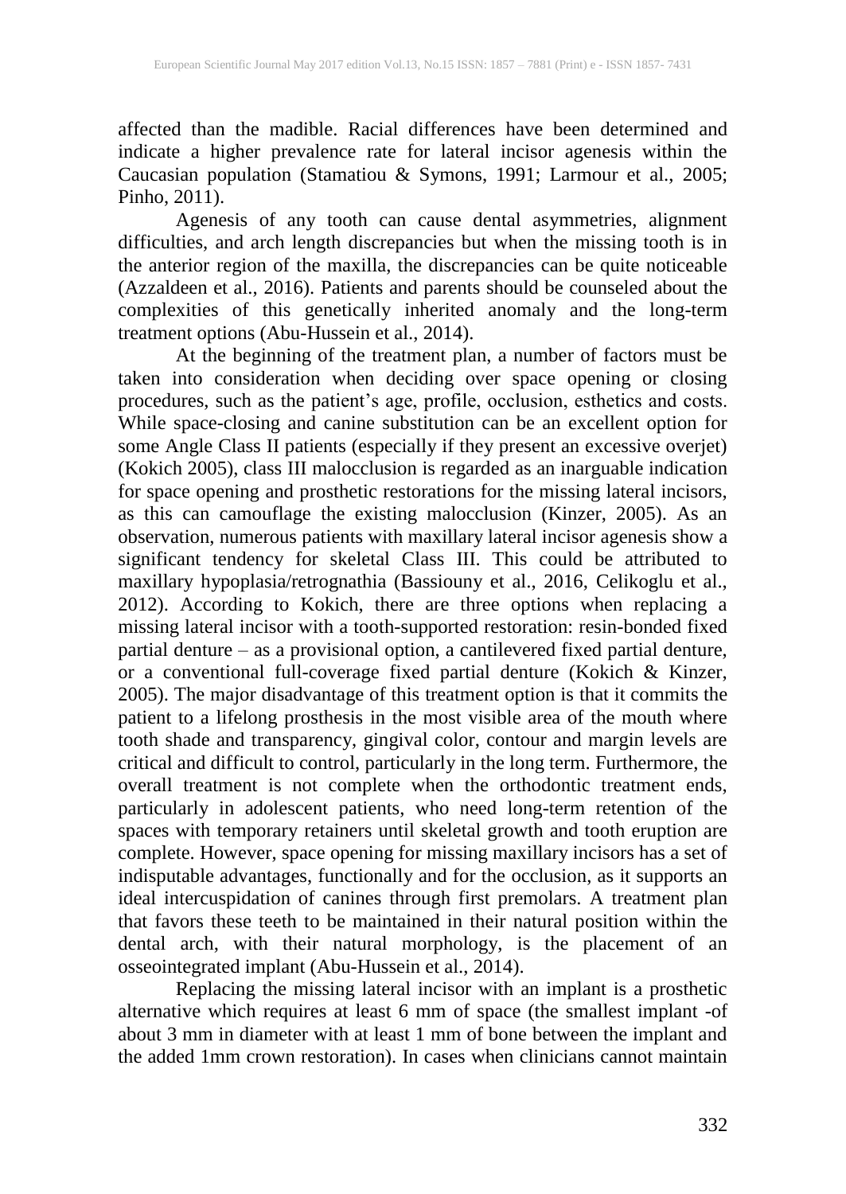affected than the madible. Racial differences have been determined and indicate a higher prevalence rate for lateral incisor agenesis within the Caucasian population (Stamatiou & Symons, 1991; Larmour et al., 2005; Pinho, 2011).

Agenesis of any tooth can cause dental asymmetries, alignment difficulties, and arch length discrepancies but when the missing tooth is in the anterior region of the maxilla, the discrepancies can be quite noticeable (Azzaldeen et al., 2016). Patients and parents should be counseled about the complexities of this genetically inherited anomaly and the long-term treatment options (Abu-Hussein et al., 2014).

At the beginning of the treatment plan, a number of factors must be taken into consideration when deciding over space opening or closing procedures, such as the patient's age, profile, occlusion, esthetics and costs. While space-closing and canine substitution can be an excellent option for some Angle Class II patients (especially if they present an excessive overjet) (Kokich 2005), class III malocclusion is regarded as an inarguable indication for space opening and prosthetic restorations for the missing lateral incisors, as this can camouflage the existing malocclusion (Kinzer, 2005). As an observation, numerous patients with maxillary lateral incisor agenesis show a significant tendency for skeletal Class III. This could be attributed to maxillary hypoplasia/retrognathia (Bassiouny et al., 2016, Celikoglu et al., 2012). According to Kokich, there are three options when replacing a missing lateral incisor with a tooth-supported restoration: resin-bonded fixed partial denture – as a provisional option, a cantilevered fixed partial denture, or a conventional full-coverage fixed partial denture (Kokich & Kinzer, 2005). The major disadvantage of this treatment option is that it commits the patient to a lifelong prosthesis in the most visible area of the mouth where tooth shade and transparency, gingival color, contour and margin levels are critical and difficult to control, particularly in the long term. Furthermore, the overall treatment is not complete when the orthodontic treatment ends, particularly in adolescent patients, who need long-term retention of the spaces with temporary retainers until skeletal growth and tooth eruption are complete. However, space opening for missing maxillary incisors has a set of indisputable advantages, functionally and for the occlusion, as it supports an ideal intercuspidation of canines through first premolars. A treatment plan that favors these teeth to be maintained in their natural position within the dental arch, with their natural morphology, is the placement of an osseointegrated implant (Abu-Hussein et al., 2014).

Replacing the missing lateral incisor with an implant is a prosthetic alternative which requires at least 6 mm of space (the smallest implant -of about 3 mm in diameter with at least 1 mm of bone between the implant and the added 1mm crown restoration). In cases when clinicians cannot maintain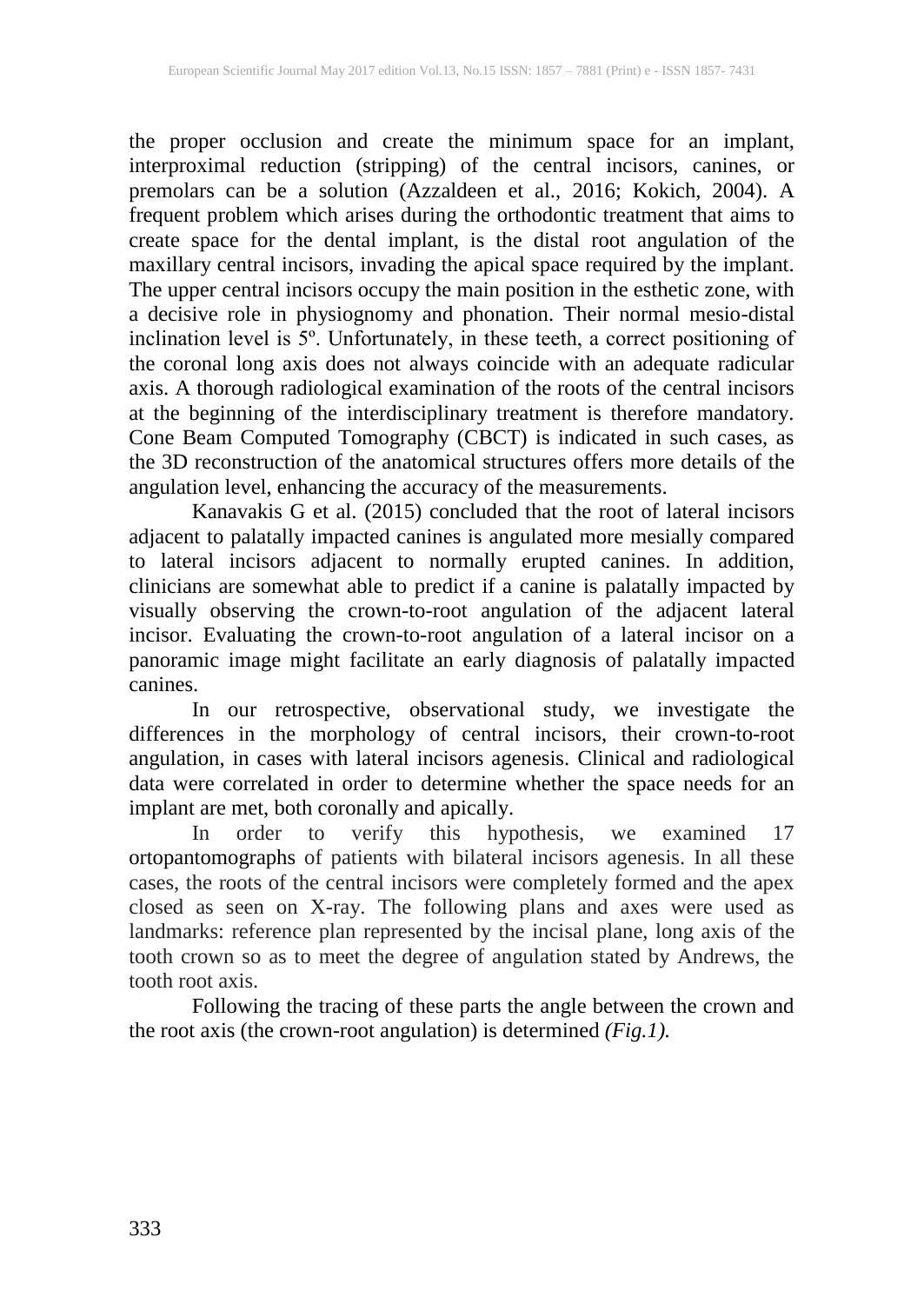the proper occlusion and create the minimum space for an implant, interproximal reduction (stripping) of the central incisors, canines, or premolars can be a solution (Azzaldeen et al., 2016; Kokich, 2004). A frequent problem which arises during the orthodontic treatment that aims to create space for the dental implant, is the distal root angulation of the maxillary central incisors, invading the apical space required by the implant. The upper central incisors occupy the main position in the esthetic zone, with a decisive role in physiognomy and phonation. Their normal mesio-distal inclination level is 5º. Unfortunately, in these teeth, a correct positioning of the coronal long axis does not always coincide with an adequate radicular axis. A thorough radiological examination of the roots of the central incisors at the beginning of the interdisciplinary treatment is therefore mandatory. Cone Beam Computed Tomography (CBCT) is indicated in such cases, as the 3D reconstruction of the anatomical structures offers more details of the angulation level, enhancing the accuracy of the measurements.

Kanavakis G et al. (2015) concluded that the root of lateral incisors adjacent to palatally impacted canines is angulated more mesially compared to lateral incisors adjacent to normally erupted canines. In addition, clinicians are somewhat able to predict if a canine is palatally impacted by visually observing the crown-to-root angulation of the adjacent lateral incisor. Evaluating the crown-to-root angulation of a lateral incisor on a panoramic image might facilitate an early diagnosis of palatally impacted canines.

In our retrospective, observational study, we investigate the differences in the morphology of central incisors, their crown-to-root angulation, in cases with lateral incisors agenesis. Clinical and radiological data were correlated in order to determine whether the space needs for an implant are met, both coronally and apically.

In order to verify this hypothesis, we examined 17 ortopantomographs of patients with bilateral incisors agenesis. In all these cases, the roots of the central incisors were completely formed and the apex closed as seen on X-ray. The following plans and axes were used as landmarks: reference plan represented by the incisal plane, long axis of the tooth crown so as to meet the degree of angulation stated by Andrews, the tooth root axis.

Following the tracing of these parts the angle between the crown and the root axis (the crown-root angulation) is determined *(Fig.1).*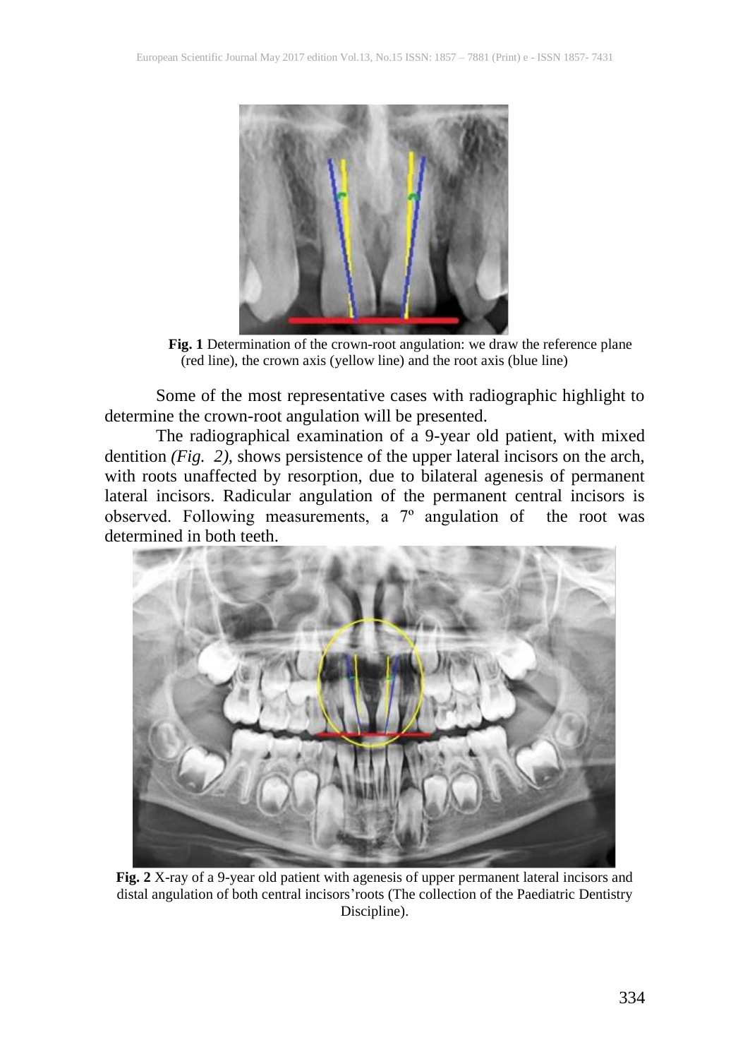**Fig. 1** Determination of the crown-root angulation: we draw the reference plane (red line), the crown axis (yellow line) and the root axis (blue line)

Some of the most representative cases with radiographic highlight to determine the crown-root angulation will be presented.

The radiographical examination of a 9-year old patient, with mixed dentition *(Fig. 2)*, shows persistence of the upper lateral incisors on the arch, with roots unaffected by resorption, due to bilateral agenesis of permanent lateral incisors. Radicular angulation of the permanent central incisors is observed. Following measurements, a 7º angulation of the root was determined in both teeth.

**Fig. 2** X-ray of a 9-year old patient with agenesis of upper permanent lateral incisors and distal angulation of both central incisors'roots (The collection of the Paediatric Dentistry Discipline).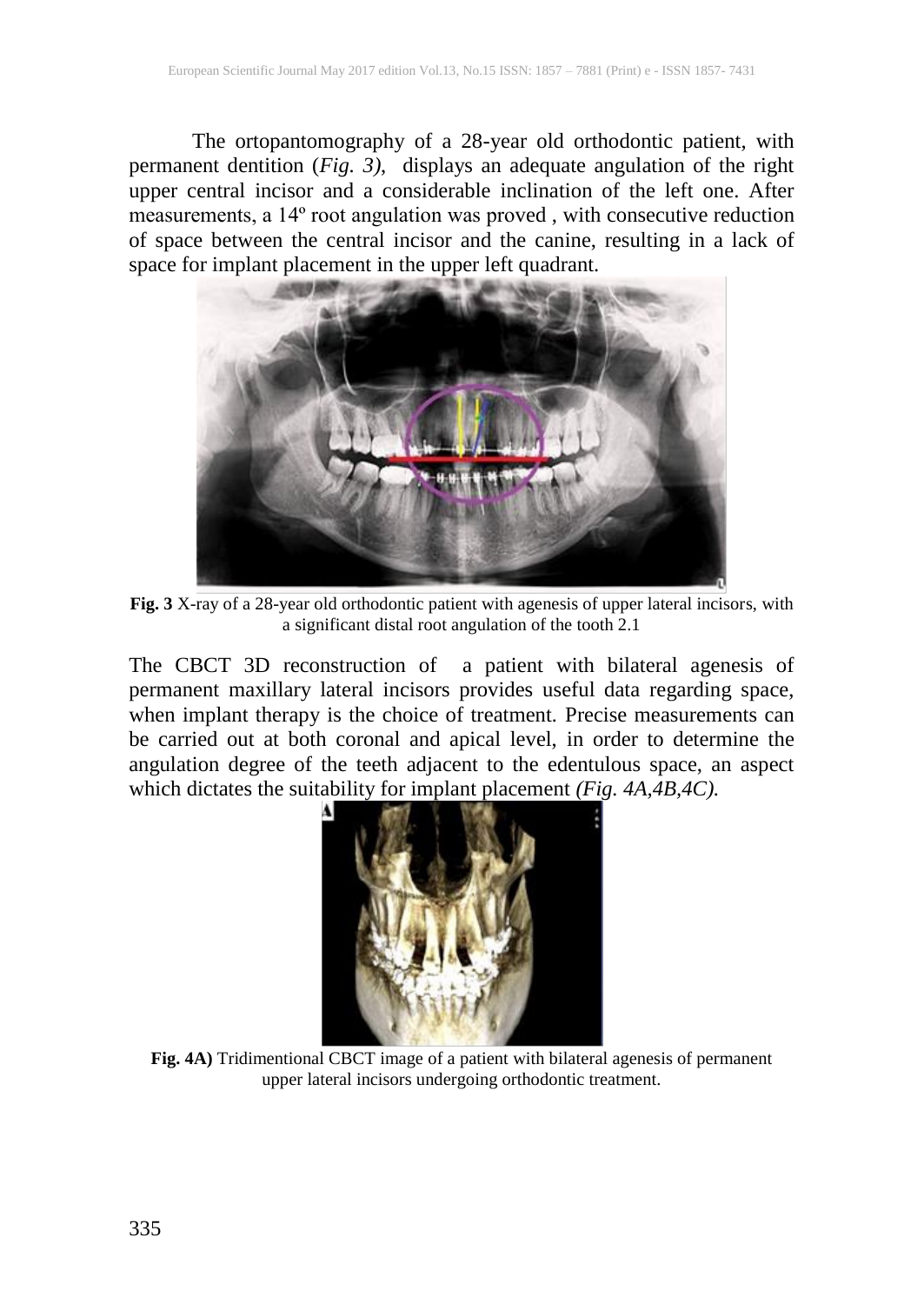The ortopantomography of a 28-year old orthodontic patient, with permanent dentition (*Fig. 3)*, displays an adequate angulation of the right upper central incisor and a considerable inclination of the left one. After measurements, a 14º root angulation was proved , with consecutive reduction of space between the central incisor and the canine, resulting in a lack of space for implant placement in the upper left quadrant.

**Fig. 3** X-ray of a 28-year old orthodontic patient with agenesis of upper lateral incisors, with a significant distal root angulation of the tooth 2.1

The CBCT 3D reconstruction of a patient with bilateral agenesis of permanent maxillary lateral incisors provides useful data regarding space, when implant therapy is the choice of treatment. Precise measurements can be carried out at both coronal and apical level, in order to determine the angulation degree of the teeth adjacent to the edentulous space, an aspect which dictates the suitability for implant placement *(Fig. 4A,4B,4C).*

**Fig. 4A)** Tridimentional CBCT image of a patient with bilateral agenesis of permanent upper lateral incisors undergoing orthodontic treatment.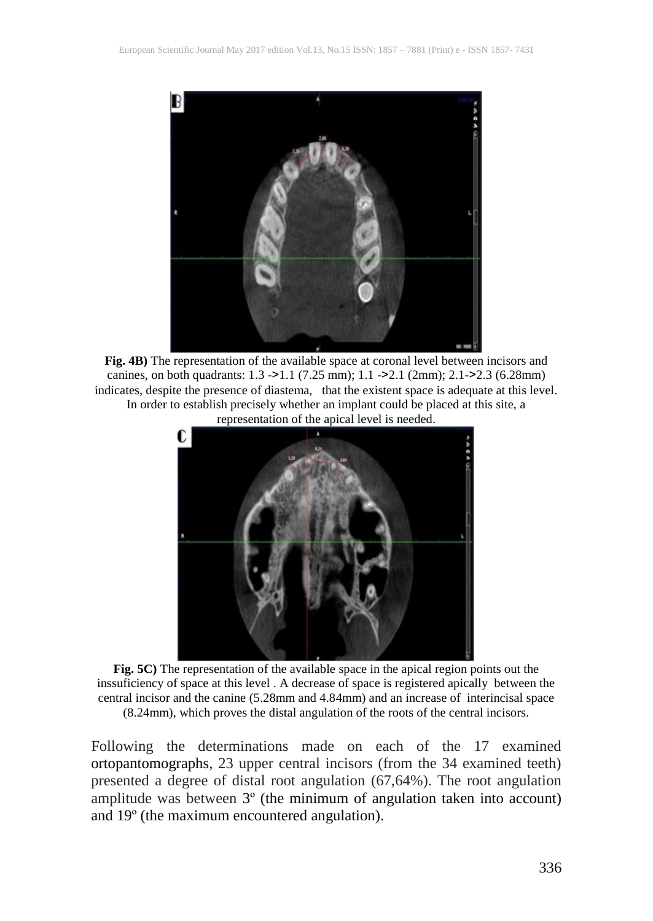**Fig. 4B)** The representation of the available space at coronal level between incisors and canines, on both quadrants: 1.3 ->1.1 (7.25 mm); 1.1 ->2.1 (2mm); 2.1->2.3 (6.28mm) indicates, despite the presence of diastema, that the existent space is adequate at this level. In order to establish precisely whether an implant could be placed at this site, a representation of the apical level is needed.

**Fig. 5C)** The representation of the available space in the apical region points out the inssuficiency of space at this level . A decrease of space is registered apically between the central incisor and the canine (5.28mm and 4.84mm) and an increase of interincisal space (8.24mm), which proves the distal angulation of the roots of the central incisors.

Following the determinations made on each of the 17 examined ortopantomographs, 23 upper central incisors (from the 34 examined teeth) presented a degree of distal root angulation (67,64%). The root angulation amplitude was between 3º (the minimum of angulation taken into account) and 19º (the maximum encountered angulation).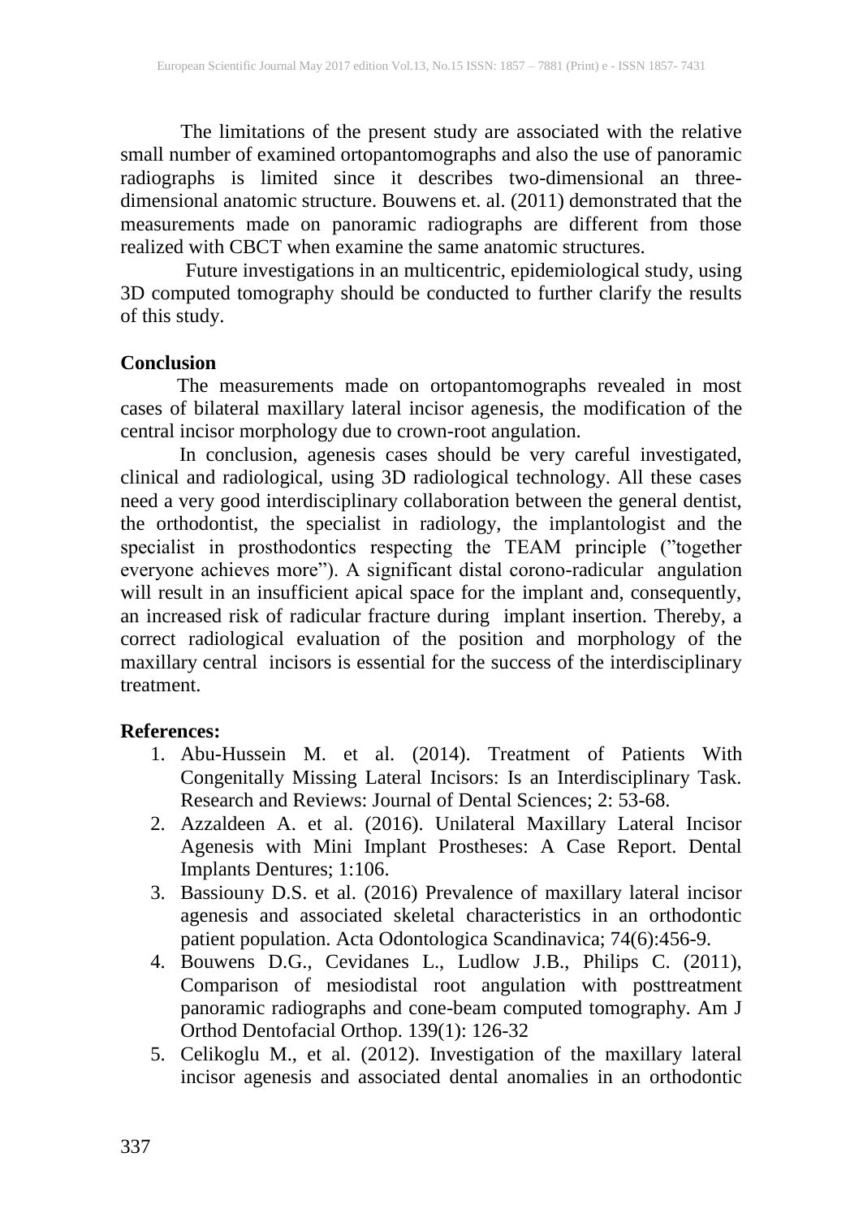The limitations of the present study are associated with the relative small number of examined ortopantomographs and also the use of panoramic radiographs is limited since it describes two-dimensional an three-dimensional anatomic structure. Bouwens et. al. (2011) demonstrated that the measurements made on panoramic radiographs are different from those realized with CBCT when examine the same anatomic structures.

Future investigations in an multicentric, epidemiological study, using 3D computed tomography should be conducted to further clarify the results of this study.

## Conclusion

The measurements made on ortopantomographs revealed in most cases of bilateral maxillary lateral incisor agenesis, the modification of the central incisor morphology due to crown-root angulation.

In conclusion, agenesis cases should be very careful investigated, clinical and radiological, using 3D radiological technology. All these cases need a very good interdisciplinary collaboration between the general dentist, the orthodontist, the specialist in radiology, the implantologist and the specialist in prosthodontics respecting the TEAM principle (”together everyone achieves more”). A significant distal corono-radicular angulation will result in an insufficient apical space for the implant and, consequently, an increased risk of radicular fracture during implant insertion. Thereby, a correct radiological evaluation of the position and morphology of the maxillary central incisors is essential for the success of the interdisciplinary treatment.

## References:

1. Abu-Hussein M. et al. (2014). Treatment of Patients With Congenitally Missing Lateral Incisors: Is an Interdisciplinary Task. Research and Reviews: Journal of Dental Sciences; 2: 53-68.
2. Azzaldeen A. et al. (2016). Unilateral Maxillary Lateral Incisor Agenesis with Mini Implant Prostheses: A Case Report. Dental Implants Dentures; 1:106.
3. Bassiouny D.S. et al. (2016) Prevalence of maxillary lateral incisor agenesis and associated skeletal characteristics in an orthodontic patient population. Acta Odontologica Scandinavica; 74(6):456-9.
4. Bouwens D.G., Cevidanes L., Ludlow J.B., Philips C. (2011), Comparison of mesiodistal root angulation with posttreatment panoramic radiographs and cone-beam computed tomography. Am J Orthod Dentofacial Orthop. 139(1): 126-32
5. Celikoglu M., et al. (2012). Investigation of the maxillary lateral incisor agenesis and associated dental anomalies in an orthodontic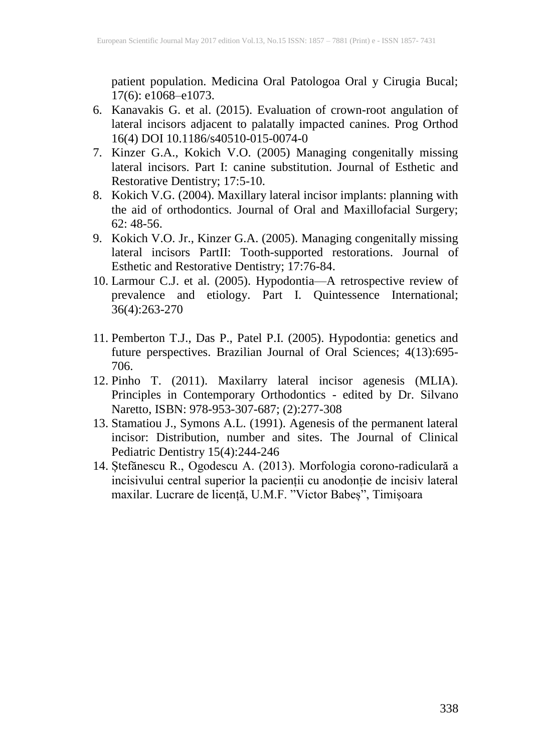patient population. Medicina Oral Patologoa Oral y Cirugia Bucal; 17(6): e1068–e1073.

6. Kanavakis G. et al. (2015). Evaluation of crown-root angulation of lateral incisors adjacent to palatally impacted canines. Prog Orthod 16(4) DOI 10.1186/s40510-015-0074-0
7. Kinzer G.A., Kokich V.O. (2005) Managing congenitally missing lateral incisors. Part I: canine substitution. Journal of Esthetic and Restorative Dentistry; 17:5-10.
8. Kokich V.G. (2004). Maxillary lateral incisor implants: planning with the aid of orthodontics. Journal of Oral and Maxillofacial Surgery; 62: 48-56.
9. Kokich V.O. Jr., Kinzer G.A. (2005). Managing congenitally missing lateral incisors PartII: Tooth-supported restorations. Journal of Esthetic and Restorative Dentistry; 17:76-84.
10. Larmour C.J. et al. (2005). Hypodontia—A retrospective review of prevalence and etiology. Part I. Quintessence International; 36(4):263-270
11. Pemberton T.J., Das P., Patel P.I. (2005). Hypodontia: genetics and future perspectives. Brazilian Journal of Oral Sciences; 4(13):695-706.
12. Pinho T. (2011). Maxilarry lateral incisor agenesis (MLIA). Principles in Contemporary Orthodontics - edited by Dr. Silvano Naretto, ISBN: 978-953-307-687; (2):277-308
13. Stamatiou J., Symons A.L. (1991). Agenesis of the permanent lateral incisor: Distribution, number and sites. The Journal of Clinical Pediatric Dentistry 15(4):244-246
14. Ștefãnescu R., Ogodescu A. (2013). Morfologia corono-radiculară a incisivului central superior la pacienții cu anodonție de incisiv lateral maxilar. Lucrare de licență, U.M.F. ”Victor Babeș”, Timișoara